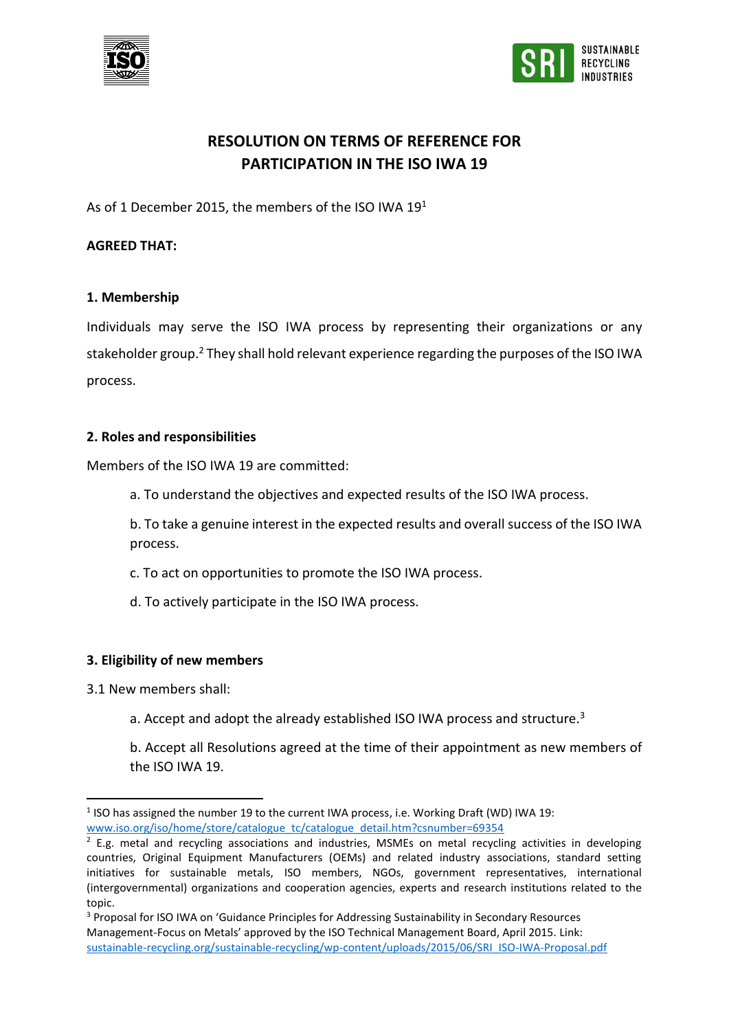# RESOLUTION ON TERMS OF REFERENCE FOR PARTICIPATION IN THE ISO IWA 19

As of 1 December 2015, the members of the ISO IWA 19[1]

**AGREED THAT:**

## 1. Membership

Individuals may serve the ISO IWA process by representing their organizations or any stakeholder group.[2] They shall hold relevant experience regarding the purposes of the ISO IWA process.

## 2. Roles and responsibilities

Members of the ISO IWA 19 are committed:

a. To understand the objectives and expected results of the ISO IWA process.

b. To take a genuine interest in the expected results and overall success of the ISO IWA process.

c. To act on opportunities to promote the ISO IWA process.

d. To actively participate in the ISO IWA process.

## 3. Eligibility of new members

3.1 New members shall:

a. Accept and adopt the already established ISO IWA process and structure.[3]

b. Accept all Resolutions agreed at the time of their appointment as new members of the ISO IWA 19.

---

[1] ISO has assigned the number 19 to the current IWA process, i.e. Working Draft (WD) IWA 19: www.iso.org/iso/home/store/catalogue_tc/catalogue_detail.htm?csnumber=69354

[2] E.g. metal and recycling associations and industries, MSMEs on metal recycling activities in developing countries, Original Equipment Manufacturers (OEMs) and related industry associations, standard setting initiatives for sustainable metals, ISO members, NGOs, government representatives, international (intergovernmental) organizations and cooperation agencies, experts and research institutions related to the topic.

[3] Proposal for ISO IWA on 'Guidance Principles for Addressing Sustainability in Secondary Resources Management-Focus on Metals' approved by the ISO Technical Management Board, April 2015. Link: sustainable-recycling.org/sustainable-recycling/wp-content/uploads/2015/06/SRI_ISO-IWA-Proposal.pdf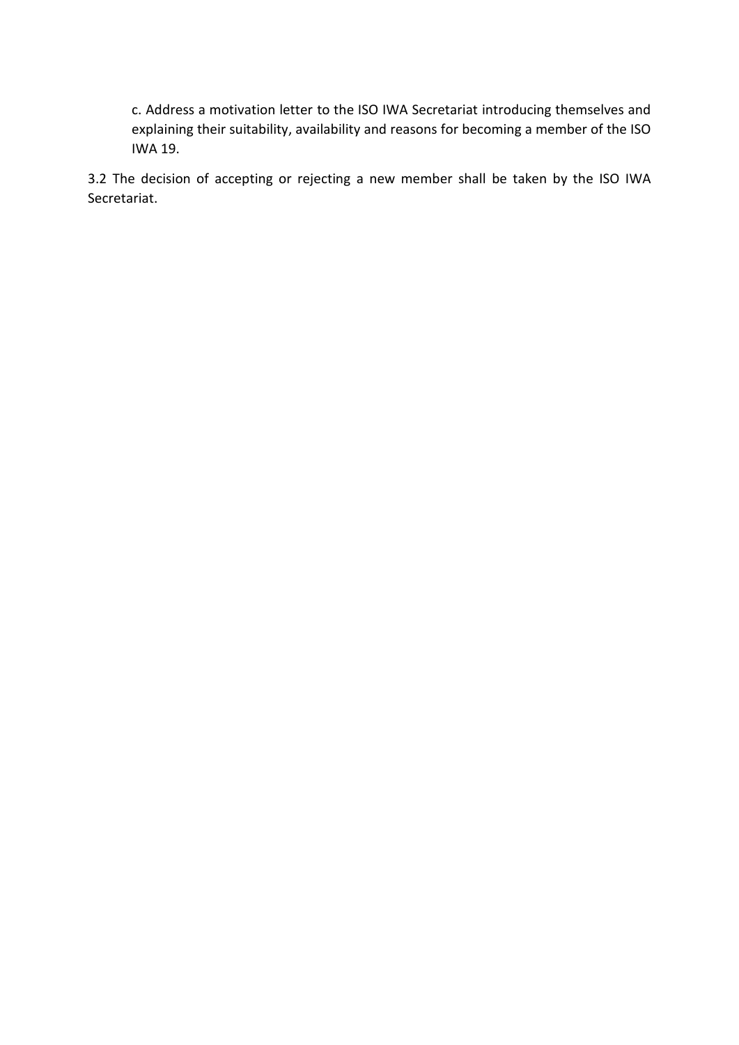c. Address a motivation letter to the ISO IWA Secretariat introducing themselves and explaining their suitability, availability and reasons for becoming a member of the ISO IWA 19.

3.2 The decision of accepting or rejecting a new member shall be taken by the ISO IWA Secretariat.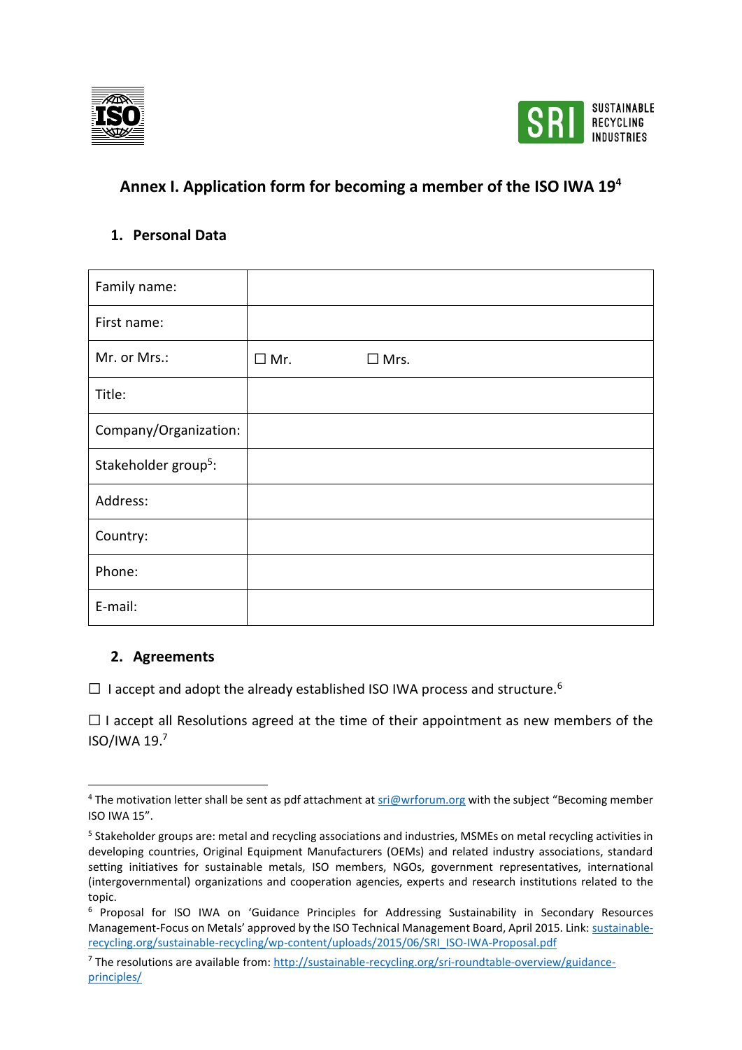## Annex I. Application form for becoming a member of the ISO IWA 19[4]

### 1. Personal Data

| Family name: | |
|---|---|
| First name: | |
| Mr. or Mrs.: | ☐ Mr. ☐ Mrs. |
| Title: | |
| Company/Organization: | |
| Stakeholder group[5]: | |
| Address: | |
| Country: | |
| Phone: | |
| E-mail: | |

### 2. Agreements

☐ I accept and adopt the already established ISO IWA process and structure.[6]

☐ I accept all Resolutions agreed at the time of their appointment as new members of the ISO/IWA 19.[7]

---

[4] The motivation letter shall be sent as pdf attachment at sri@wrforum.org with the subject "Becoming member ISO IWA 15".

[5] Stakeholder groups are: metal and recycling associations and industries, MSMEs on metal recycling activities in developing countries, Original Equipment Manufacturers (OEMs) and related industry associations, standard setting initiatives for sustainable metals, ISO members, NGOs, government representatives, international (intergovernmental) organizations and cooperation agencies, experts and research institutions related to the topic.

[6] Proposal for ISO IWA on 'Guidance Principles for Addressing Sustainability in Secondary Resources Management-Focus on Metals' approved by the ISO Technical Management Board, April 2015. Link: sustainable-recycling.org/sustainable-recycling/wp-content/uploads/2015/06/SRI_ISO-IWA-Proposal.pdf

[7] The resolutions are available from: http://sustainable-recycling.org/sri-roundtable-overview/guidance-principles/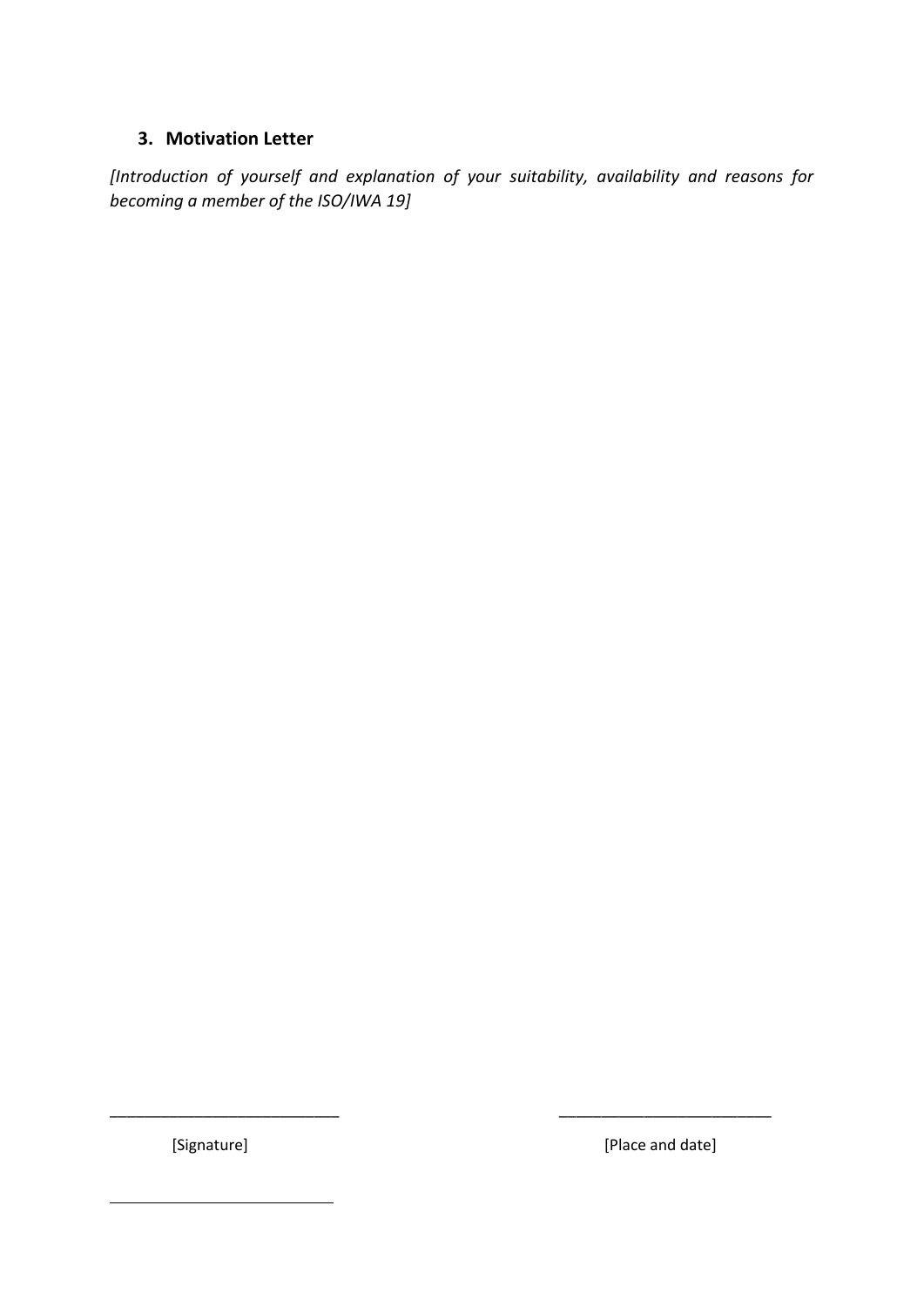### 3. Motivation Letter

*[Introduction of yourself and explanation of your suitability, availability and reasons for becoming a member of the ISO/IWA 19]*

___________________________ ___________________________

[Signature] [Place and date]